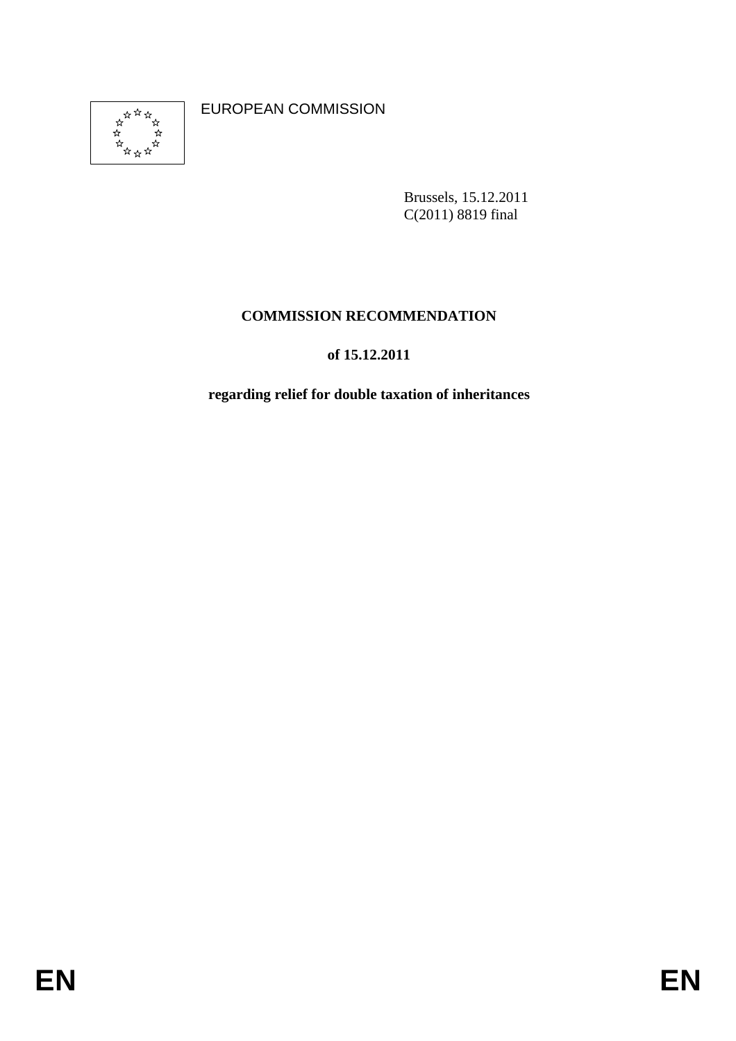EUROPEAN COMMISSION

Brussels, 15.12.2011
C(2011) 8819 final

**COMMISSION RECOMMENDATION**

**of 15.12.2011**

**regarding relief for double taxation of inheritances**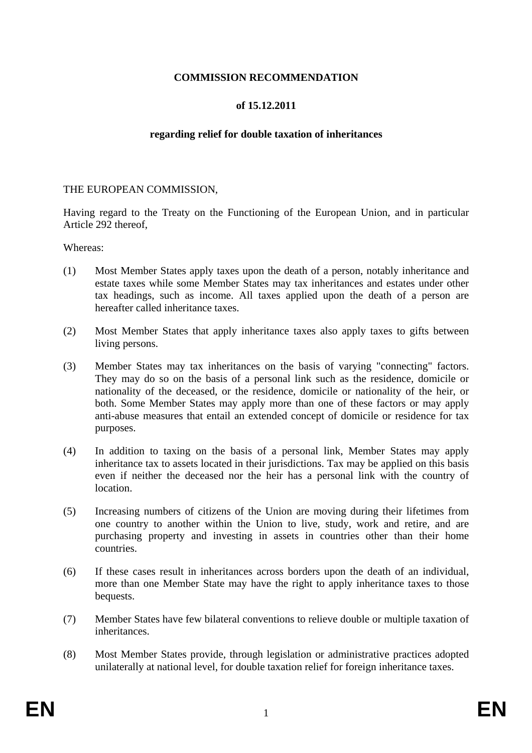**COMMISSION RECOMMENDATION**

**of 15.12.2011**

**regarding relief for double taxation of inheritances**

THE EUROPEAN COMMISSION,

Having regard to the Treaty on the Functioning of the European Union, and in particular Article 292 thereof,

Whereas:

(1) Most Member States apply taxes upon the death of a person, notably inheritance and estate taxes while some Member States may tax inheritances and estates under other tax headings, such as income. All taxes applied upon the death of a person are hereafter called inheritance taxes.

(2) Most Member States that apply inheritance taxes also apply taxes to gifts between living persons.

(3) Member States may tax inheritances on the basis of varying "connecting" factors. They may do so on the basis of a personal link such as the residence, domicile or nationality of the deceased, or the residence, domicile or nationality of the heir, or both. Some Member States may apply more than one of these factors or may apply anti-abuse measures that entail an extended concept of domicile or residence for tax purposes.

(4) In addition to taxing on the basis of a personal link, Member States may apply inheritance tax to assets located in their jurisdictions. Tax may be applied on this basis even if neither the deceased nor the heir has a personal link with the country of location.

(5) Increasing numbers of citizens of the Union are moving during their lifetimes from one country to another within the Union to live, study, work and retire, and are purchasing property and investing in assets in countries other than their home countries.

(6) If these cases result in inheritances across borders upon the death of an individual, more than one Member State may have the right to apply inheritance taxes to those bequests.

(7) Member States have few bilateral conventions to relieve double or multiple taxation of inheritances.

(8) Most Member States provide, through legislation or administrative practices adopted unilaterally at national level, for double taxation relief for foreign inheritance taxes.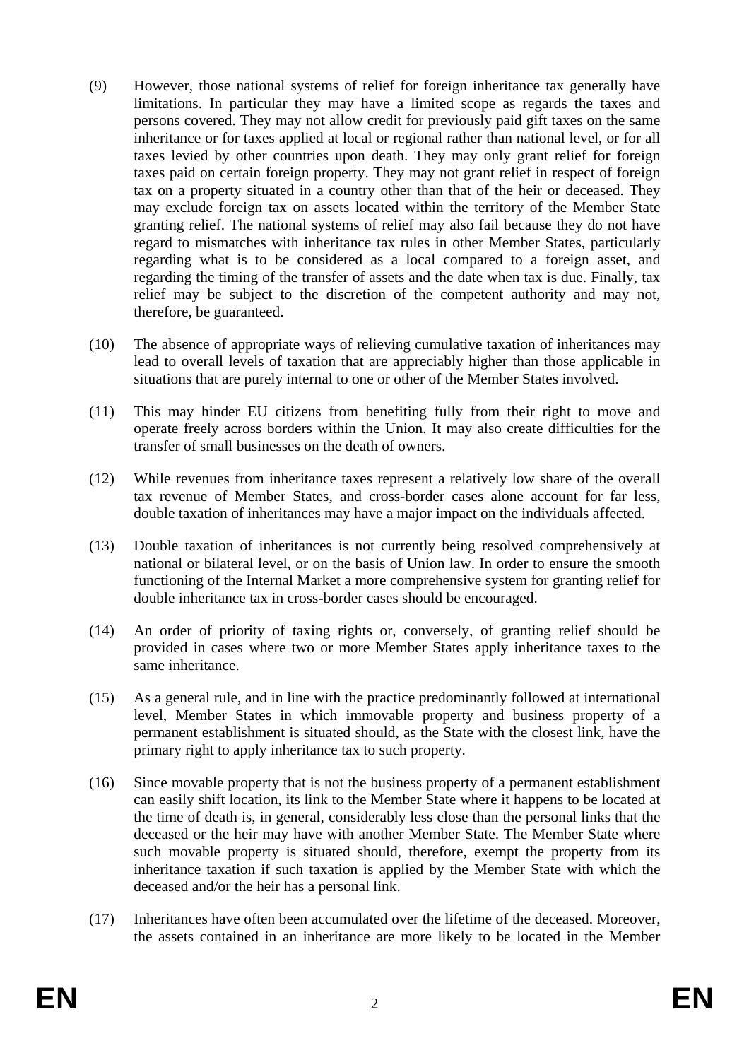(9) However, those national systems of relief for foreign inheritance tax generally have limitations. In particular they may have a limited scope as regards the taxes and persons covered. They may not allow credit for previously paid gift taxes on the same inheritance or for taxes applied at local or regional rather than national level, or for all taxes levied by other countries upon death. They may only grant relief for foreign taxes paid on certain foreign property. They may not grant relief in respect of foreign tax on a property situated in a country other than that of the heir or deceased. They may exclude foreign tax on assets located within the territory of the Member State granting relief. The national systems of relief may also fail because they do not have regard to mismatches with inheritance tax rules in other Member States, particularly regarding what is to be considered as a local compared to a foreign asset, and regarding the timing of the transfer of assets and the date when tax is due. Finally, tax relief may be subject to the discretion of the competent authority and may not, therefore, be guaranteed.

(10) The absence of appropriate ways of relieving cumulative taxation of inheritances may lead to overall levels of taxation that are appreciably higher than those applicable in situations that are purely internal to one or other of the Member States involved.

(11) This may hinder EU citizens from benefiting fully from their right to move and operate freely across borders within the Union. It may also create difficulties for the transfer of small businesses on the death of owners.

(12) While revenues from inheritance taxes represent a relatively low share of the overall tax revenue of Member States, and cross-border cases alone account for far less, double taxation of inheritances may have a major impact on the individuals affected.

(13) Double taxation of inheritances is not currently being resolved comprehensively at national or bilateral level, or on the basis of Union law. In order to ensure the smooth functioning of the Internal Market a more comprehensive system for granting relief for double inheritance tax in cross-border cases should be encouraged.

(14) An order of priority of taxing rights or, conversely, of granting relief should be provided in cases where two or more Member States apply inheritance taxes to the same inheritance.

(15) As a general rule, and in line with the practice predominantly followed at international level, Member States in which immovable property and business property of a permanent establishment is situated should, as the State with the closest link, have the primary right to apply inheritance tax to such property.

(16) Since movable property that is not the business property of a permanent establishment can easily shift location, its link to the Member State where it happens to be located at the time of death is, in general, considerably less close than the personal links that the deceased or the heir may have with another Member State. The Member State where such movable property is situated should, therefore, exempt the property from its inheritance taxation if such taxation is applied by the Member State with which the deceased and/or the heir has a personal link.

(17) Inheritances have often been accumulated over the lifetime of the deceased. Moreover, the assets contained in an inheritance are more likely to be located in the Member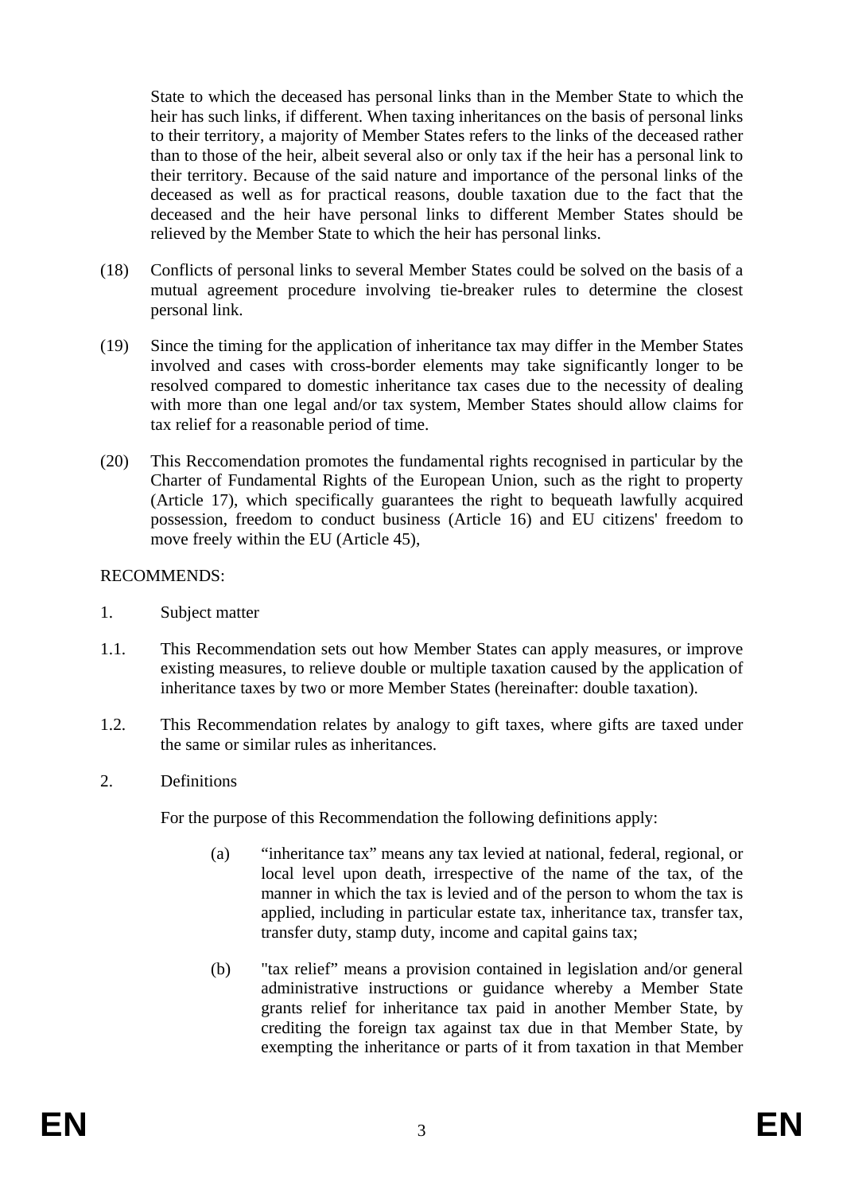State to which the deceased has personal links than in the Member State to which the heir has such links, if different. When taxing inheritances on the basis of personal links to their territory, a majority of Member States refers to the links of the deceased rather than to those of the heir, albeit several also or only tax if the heir has a personal link to their territory. Because of the said nature and importance of the personal links of the deceased as well as for practical reasons, double taxation due to the fact that the deceased and the heir have personal links to different Member States should be relieved by the Member State to which the heir has personal links.

(18) Conflicts of personal links to several Member States could be solved on the basis of a mutual agreement procedure involving tie-breaker rules to determine the closest personal link.

(19) Since the timing for the application of inheritance tax may differ in the Member States involved and cases with cross-border elements may take significantly longer to be resolved compared to domestic inheritance tax cases due to the necessity of dealing with more than one legal and/or tax system, Member States should allow claims for tax relief for a reasonable period of time.

(20) This Reccomendation promotes the fundamental rights recognised in particular by the Charter of Fundamental Rights of the European Union, such as the right to property (Article 17), which specifically guarantees the right to bequeath lawfully acquired possession, freedom to conduct business (Article 16) and EU citizens' freedom to move freely within the EU (Article 45),

RECOMMENDS:

1. Subject matter

1.1. This Recommendation sets out how Member States can apply measures, or improve existing measures, to relieve double or multiple taxation caused by the application of inheritance taxes by two or more Member States (hereinafter: double taxation).

1.2. This Recommendation relates by analogy to gift taxes, where gifts are taxed under the same or similar rules as inheritances.

2. Definitions

For the purpose of this Recommendation the following definitions apply:

(a) “inheritance tax” means any tax levied at national, federal, regional, or local level upon death, irrespective of the name of the tax, of the manner in which the tax is levied and of the person to whom the tax is applied, including in particular estate tax, inheritance tax, transfer tax, transfer duty, stamp duty, income and capital gains tax;

(b) "tax relief” means a provision contained in legislation and/or general administrative instructions or guidance whereby a Member State grants relief for inheritance tax paid in another Member State, by crediting the foreign tax against tax due in that Member State, by exempting the inheritance or parts of it from taxation in that Member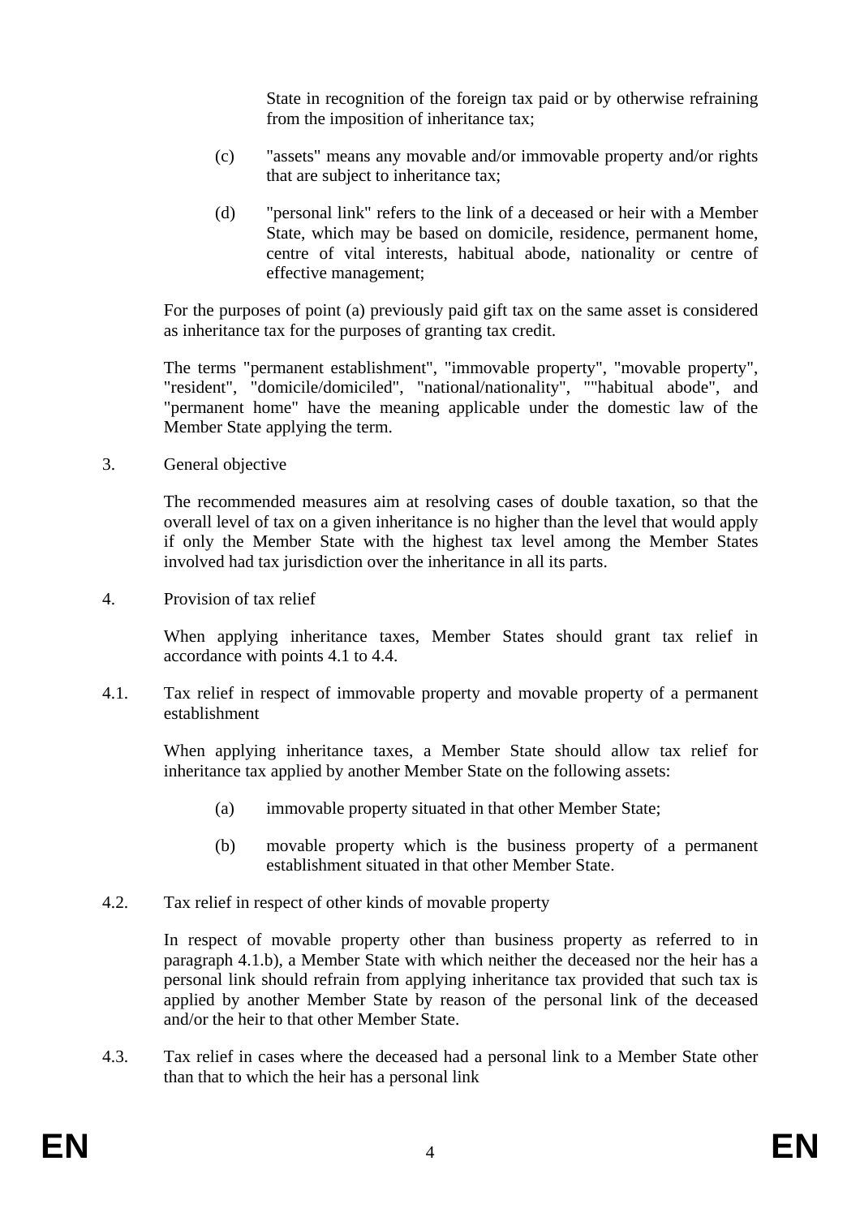State in recognition of the foreign tax paid or by otherwise refraining from the imposition of inheritance tax;

(c) "assets" means any movable and/or immovable property and/or rights that are subject to inheritance tax;

(d) "personal link" refers to the link of a deceased or heir with a Member State, which may be based on domicile, residence, permanent home, centre of vital interests, habitual abode, nationality or centre of effective management;

For the purposes of point (a) previously paid gift tax on the same asset is considered as inheritance tax for the purposes of granting tax credit.

The terms "permanent establishment", "immovable property", "movable property", "resident", "domicile/domiciled", "national/nationality", ""habitual abode", and "permanent home" have the meaning applicable under the domestic law of the Member State applying the term.

3. General objective

The recommended measures aim at resolving cases of double taxation, so that the overall level of tax on a given inheritance is no higher than the level that would apply if only the Member State with the highest tax level among the Member States involved had tax jurisdiction over the inheritance in all its parts.

4. Provision of tax relief

When applying inheritance taxes, Member States should grant tax relief in accordance with points 4.1 to 4.4.

4.1. Tax relief in respect of immovable property and movable property of a permanent establishment

When applying inheritance taxes, a Member State should allow tax relief for inheritance tax applied by another Member State on the following assets:

(a) immovable property situated in that other Member State;

(b) movable property which is the business property of a permanent establishment situated in that other Member State.

4.2. Tax relief in respect of other kinds of movable property

In respect of movable property other than business property as referred to in paragraph 4.1.b), a Member State with which neither the deceased nor the heir has a personal link should refrain from applying inheritance tax provided that such tax is applied by another Member State by reason of the personal link of the deceased and/or the heir to that other Member State.

4.3. Tax relief in cases where the deceased had a personal link to a Member State other than that to which the heir has a personal link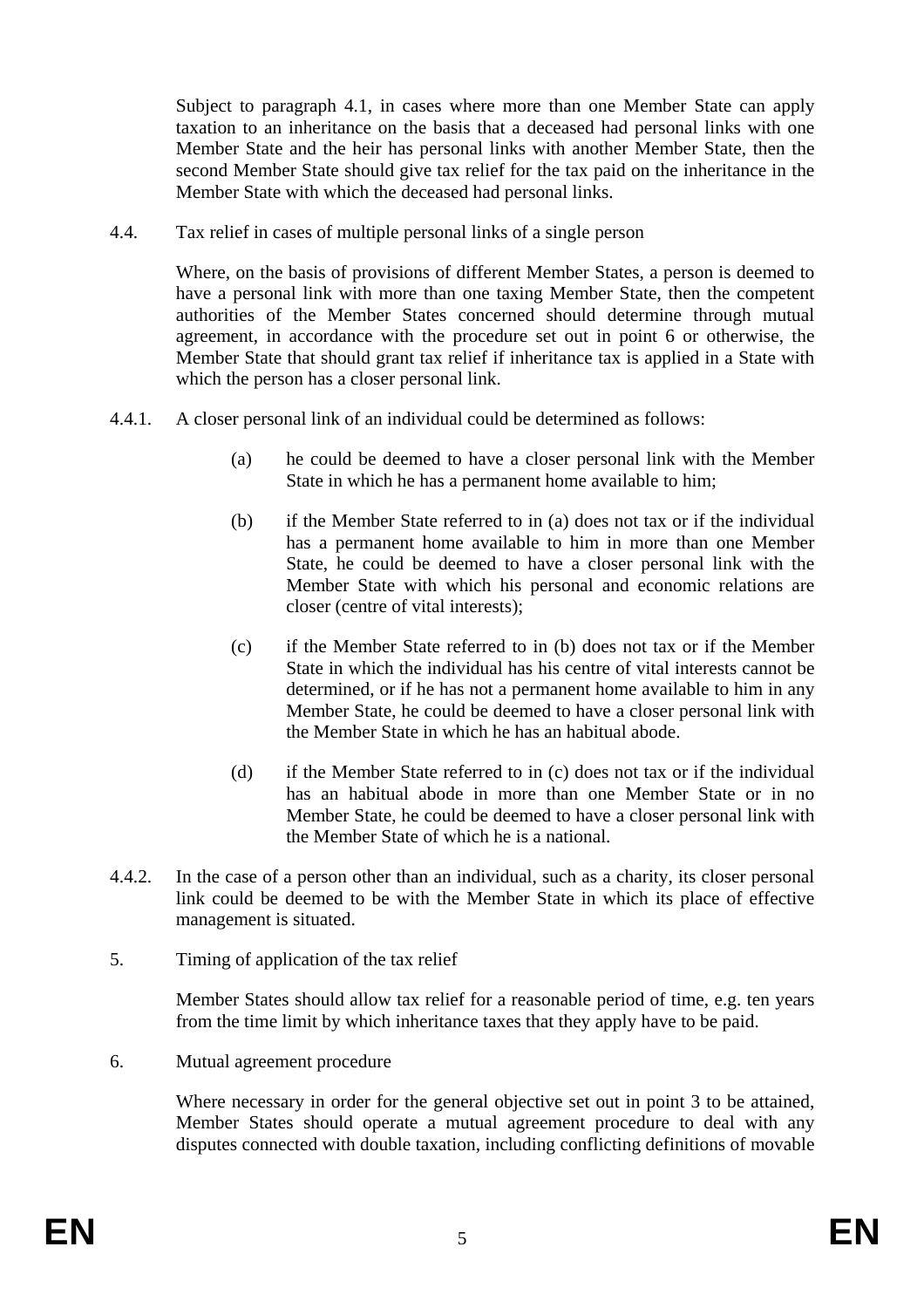Subject to paragraph 4.1, in cases where more than one Member State can apply taxation to an inheritance on the basis that a deceased had personal links with one Member State and the heir has personal links with another Member State, then the second Member State should give tax relief for the tax paid on the inheritance in the Member State with which the deceased had personal links.

4.4. Tax relief in cases of multiple personal links of a single person

Where, on the basis of provisions of different Member States, a person is deemed to have a personal link with more than one taxing Member State, then the competent authorities of the Member States concerned should determine through mutual agreement, in accordance with the procedure set out in point 6 or otherwise, the Member State that should grant tax relief if inheritance tax is applied in a State with which the person has a closer personal link.

4.4.1. A closer personal link of an individual could be determined as follows:

(a) he could be deemed to have a closer personal link with the Member State in which he has a permanent home available to him;

(b) if the Member State referred to in (a) does not tax or if the individual has a permanent home available to him in more than one Member State, he could be deemed to have a closer personal link with the Member State with which his personal and economic relations are closer (centre of vital interests);

(c) if the Member State referred to in (b) does not tax or if the Member State in which the individual has his centre of vital interests cannot be determined, or if he has not a permanent home available to him in any Member State, he could be deemed to have a closer personal link with the Member State in which he has an habitual abode.

(d) if the Member State referred to in (c) does not tax or if the individual has an habitual abode in more than one Member State or in no Member State, he could be deemed to have a closer personal link with the Member State of which he is a national.

4.4.2. In the case of a person other than an individual, such as a charity, its closer personal link could be deemed to be with the Member State in which its place of effective management is situated.

5. Timing of application of the tax relief

Member States should allow tax relief for a reasonable period of time, e.g. ten years from the time limit by which inheritance taxes that they apply have to be paid.

6. Mutual agreement procedure

Where necessary in order for the general objective set out in point 3 to be attained, Member States should operate a mutual agreement procedure to deal with any disputes connected with double taxation, including conflicting definitions of movable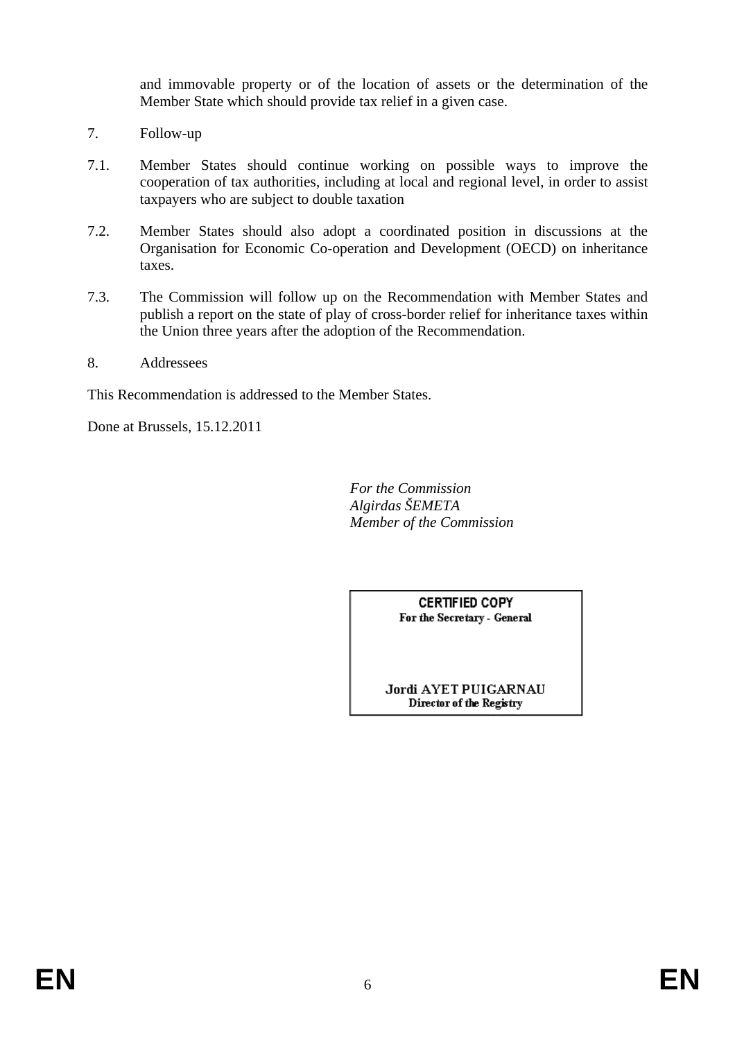and immovable property or of the location of assets or the determination of the Member State which should provide tax relief in a given case.

7. Follow-up

7.1. Member States should continue working on possible ways to improve the cooperation of tax authorities, including at local and regional level, in order to assist taxpayers who are subject to double taxation

7.2. Member States should also adopt a coordinated position in discussions at the Organisation for Economic Co-operation and Development (OECD) on inheritance taxes.

7.3. The Commission will follow up on the Recommendation with Member States and publish a report on the state of play of cross-border relief for inheritance taxes within the Union three years after the adoption of the Recommendation.

8. Addressees

This Recommendation is addressed to the Member States.

Done at Brussels, 15.12.2011

*For the Commission*
*Algirdas ŠEMETA*
*Member of the Commission*

**CERTIFIED COPY**
**For the Secretary - General**

**Jordi AYET PUIGARNAU**
**Director of the Registry**